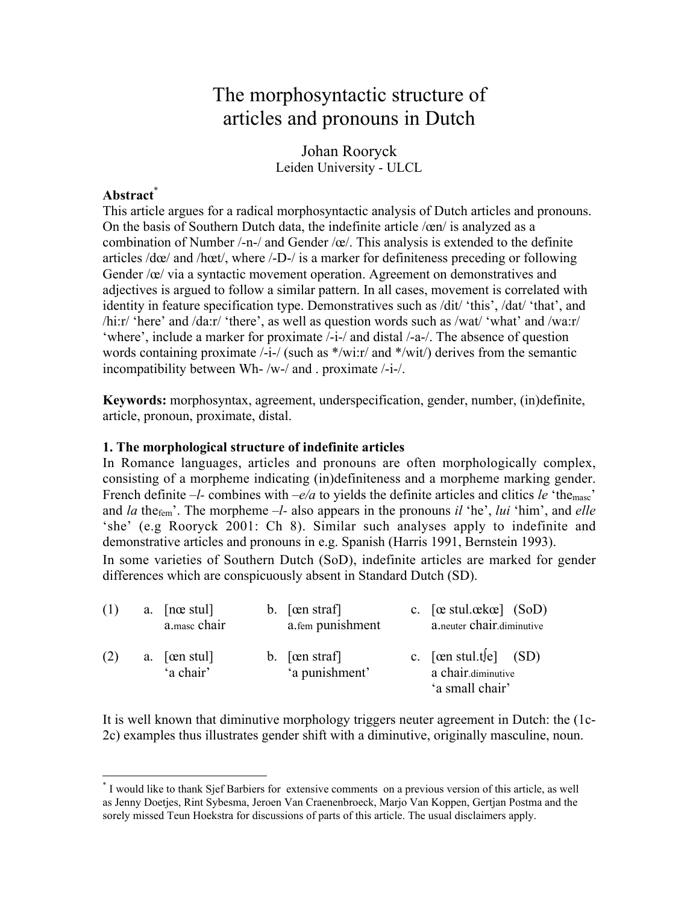# The morphosyntactic structure of articles and pronouns in Dutch

Johan Rooryck
Leiden University - ULCL

**Abstract**[*]

This article argues for a radical morphosyntactic analysis of Dutch articles and pronouns. On the basis of Southern Dutch data, the indefinite article /œn/ is analyzed as a combination of Number /-n-/ and Gender /œ/. This analysis is extended to the definite articles /dœ/ and /hœt/, where /-D-/ is a marker for definiteness preceding or following Gender /œ/ via a syntactic movement operation. Agreement on demonstratives and adjectives is argued to follow a similar pattern. In all cases, movement is correlated with identity in feature specification type. Demonstratives such as /dit/ 'this', /dat/ 'that', and /hi:r/ 'here' and /da:r/ 'there', as well as question words such as /wat/ 'what' and /wa:r/ 'where', include a marker for proximate /-i-/ and distal /-a-/. The absence of question words containing proximate /-i-/ (such as */wi:r/ and */wit/) derives from the semantic incompatibility between Wh- /w-/ and . proximate /-i-/.

**Keywords:** morphosyntax, agreement, underspecification, gender, number, (in)definite, article, pronoun, proximate, distal.

## 1. The morphological structure of indefinite articles

In Romance languages, articles and pronouns are often morphologically complex, consisting of a morpheme indicating (in)definiteness and a morpheme marking gender. French definite *–l-* combines with *–e/a* to yields the definite articles and clitics *le* 'the$_{masc}$' and *la* the$_{fem}$'. The morpheme *–l-* also appears in the pronouns *il* 'he', *lui* 'him', and *elle* 'she' (e.g Rooryck 2001: Ch 8). Similar such analyses apply to indefinite and demonstrative articles and pronouns in e.g. Spanish (Harris 1991, Bernstein 1993).

In some varieties of Southern Dutch (SoD), indefinite articles are marked for gender differences which are conspicuously absent in Standard Dutch (SD).

(1) a. [nœ stul]
a.$_{masc}$ chair
b. [œn straf]
a.$_{fem}$ punishment
c. [œ stul.œkœ] (SoD)
a.$_{neuter}$ chair.$_{diminutive}$

(2) a. [œn stul]
'a chair'
b. [œn straf]
'a punishment'
c. [œn stul.tʃe] (SD)
a chair.$_{diminutive}$
'a small chair'

It is well known that diminutive morphology triggers neuter agreement in Dutch: the (1c-2c) examples thus illustrates gender shift with a diminutive, originally masculine, noun.

[*] I would like to thank Sjef Barbiers for extensive comments on a previous version of this article, as well as Jenny Doetjes, Rint Sybesma, Jeroen Van Craenenbroeck, Marjo Van Koppen, Gertjan Postma and the sorely missed Teun Hoekstra for discussions of parts of this article. The usual disclaimers apply.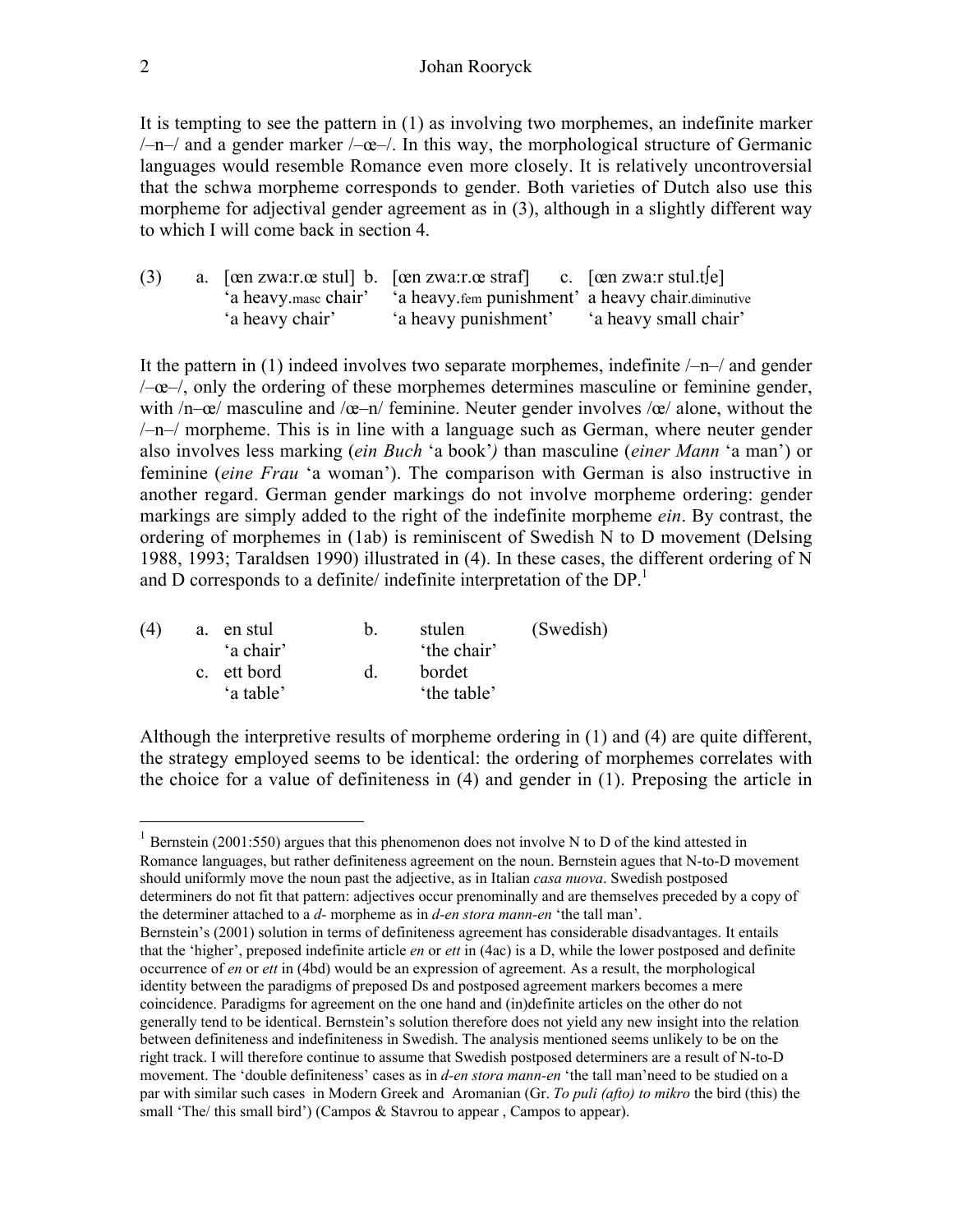It is tempting to see the pattern in (1) as involving two morphemes, an indefinite marker /–n–/ and a gender marker /–œ–/. In this way, the morphological structure of Germanic languages would resemble Romance even more closely. It is relatively uncontroversial that the schwa morpheme corresponds to gender. Both varieties of Dutch also use this morpheme for adjectival gender agreement as in (3), although in a slightly different way to which I will come back in section 4.

(3) a. [œn zwa:r.œ stul] b. [œn zwa:r.œ straf] c. [œn zwa:r stul.tʃe]
 'a heavy.masc chair' 'a heavy.fem punishment' a heavy chair.diminutive
 'a heavy chair' 'a heavy punishment' 'a heavy small chair'

It the pattern in (1) indeed involves two separate morphemes, indefinite /–n–/ and gender /–œ–/, only the ordering of these morphemes determines masculine or feminine gender, with /n–œ/ masculine and /œ–n/ feminine. Neuter gender involves /œ/ alone, without the /–n–/ morpheme. This is in line with a language such as German, where neuter gender also involves less marking (*ein Buch* 'a book') than masculine (*einer Mann* 'a man') or feminine (*eine Frau* 'a woman'). The comparison with German is also instructive in another regard. German gender markings do not involve morpheme ordering: gender markings are simply added to the right of the indefinite morpheme *ein*. By contrast, the ordering of morphemes in (1ab) is reminiscent of Swedish N to D movement (Delsing 1988, 1993; Taraldsen 1990) illustrated in (4). In these cases, the different ordering of N and D corresponds to a definite/ indefinite interpretation of the DP.[1]

(4) a. en stul b. stulen (Swedish)
 'a chair' 'the chair'
 c. ett bord d. bordet
 'a table' 'the table'

Although the interpretive results of morpheme ordering in (1) and (4) are quite different, the strategy employed seems to be identical: the ordering of morphemes correlates with the choice for a value of definiteness in (4) and gender in (1). Preposing the article in

---

[1] Bernstein (2001:550) argues that this phenomenon does not involve N to D of the kind attested in Romance languages, but rather definiteness agreement on the noun. Bernstein agues that N-to-D movement should uniformly move the noun past the adjective, as in Italian *casa nuova*. Swedish postposed determiners do not fit that pattern: adjectives occur prenominally and are themselves preceded by a copy of the determiner attached to a *d-* morpheme as in *d-en stora mann-en* 'the tall man'.
Bernstein's (2001) solution in terms of definiteness agreement has considerable disadvantages. It entails that the 'higher', preposed indefinite article *en* or *ett* in (4ac) is a D, while the lower postposed and definite occurrence of *en* or *ett* in (4bd) would be an expression of agreement. As a result, the morphological identity between the paradigms of preposed Ds and postposed agreement markers becomes a mere coincidence. Paradigms for agreement on the one hand and (in)definite articles on the other do not generally tend to be identical. Bernstein's solution therefore does not yield any new insight into the relation between definiteness and indefiniteness in Swedish. The analysis mentioned seems unlikely to be on the right track. I will therefore continue to assume that Swedish postposed determiners are a result of N-to-D movement. The 'double definiteness' cases as in *d-en stora mann-en* 'the tall man'need to be studied on a par with similar such cases in Modern Greek and Aromanian (Gr. *To puli (afto) to mikro* the bird (this) the small 'The/ this small bird') (Campos & Stavrou to appear , Campos to appear).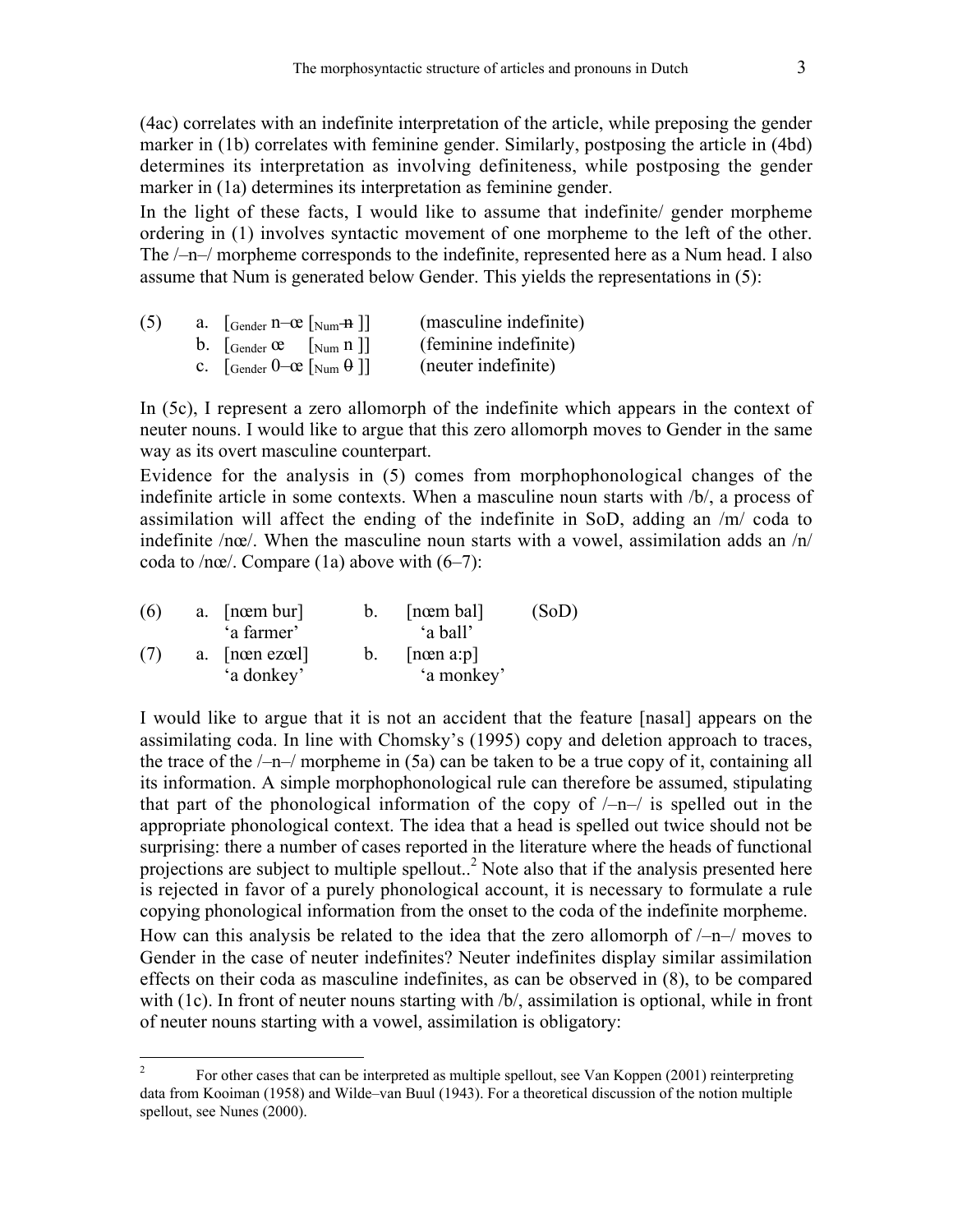(4ac) correlates with an indefinite interpretation of the article, while preposing the gender marker in (1b) correlates with feminine gender. Similarly, postposing the article in (4bd) determines its interpretation as involving definiteness, while postposing the gender marker in (1a) determines its interpretation as feminine gender.

In the light of these facts, I would like to assume that indefinite/ gender morpheme ordering in (1) involves syntactic movement of one morpheme to the left of the other. The /–n–/ morpheme corresponds to the indefinite, represented here as a Num head. I also assume that Num is generated below Gender. This yields the representations in (5):

(5) a. $[_{Gender}$ n–œ $[_{Num}$ ~~n~~ ]] (masculine indefinite)
b. $[_{Gender}$ œ $[_{Num}$ n ]] (feminine indefinite)
c. $[_{Gender}$ 0–œ $[_{Num}$ ~~0~~ ]] (neuter indefinite)

In (5c), I represent a zero allomorph of the indefinite which appears in the context of neuter nouns. I would like to argue that this zero allomorph moves to Gender in the same way as its overt masculine counterpart.

Evidence for the analysis in (5) comes from morphophonological changes of the indefinite article in some contexts. When a masculine noun starts with /b/, a process of assimilation will affect the ending of the indefinite in SoD, adding an /m/ coda to indefinite /nœ/. When the masculine noun starts with a vowel, assimilation adds an /n/ coda to /nœ/. Compare (1a) above with (6–7):

(6) a. [nœm bur] b. [nœm bal] (SoD)
'a farmer' 'a ball'
(7) a. [nœn ezœl] b. [nœn a:p]
'a donkey' 'a monkey'

I would like to argue that it is not an accident that the feature [nasal] appears on the assimilating coda. In line with Chomsky's (1995) copy and deletion approach to traces, the trace of the /–n–/ morpheme in (5a) can be taken to be a true copy of it, containing all its information. A simple morphophonological rule can therefore be assumed, stipulating that part of the phonological information of the copy of /–n–/ is spelled out in the appropriate phonological context. The idea that a head is spelled out twice should not be surprising: there a number of cases reported in the literature where the heads of functional projections are subject to multiple spellout..[2] Note also that if the analysis presented here is rejected in favor of a purely phonological account, it is necessary to formulate a rule copying phonological information from the onset to the coda of the indefinite morpheme.

How can this analysis be related to the idea that the zero allomorph of /–n–/ moves to Gender in the case of neuter indefinites? Neuter indefinites display similar assimilation effects on their coda as masculine indefinites, as can be observed in (8), to be compared with (1c). In front of neuter nouns starting with /b/, assimilation is optional, while in front of neuter nouns starting with a vowel, assimilation is obligatory:

[2] For other cases that can be interpreted as multiple spellout, see Van Koppen (2001) reinterpreting data from Kooiman (1958) and Wilde–van Buul (1943). For a theoretical discussion of the notion multiple spellout, see Nunes (2000).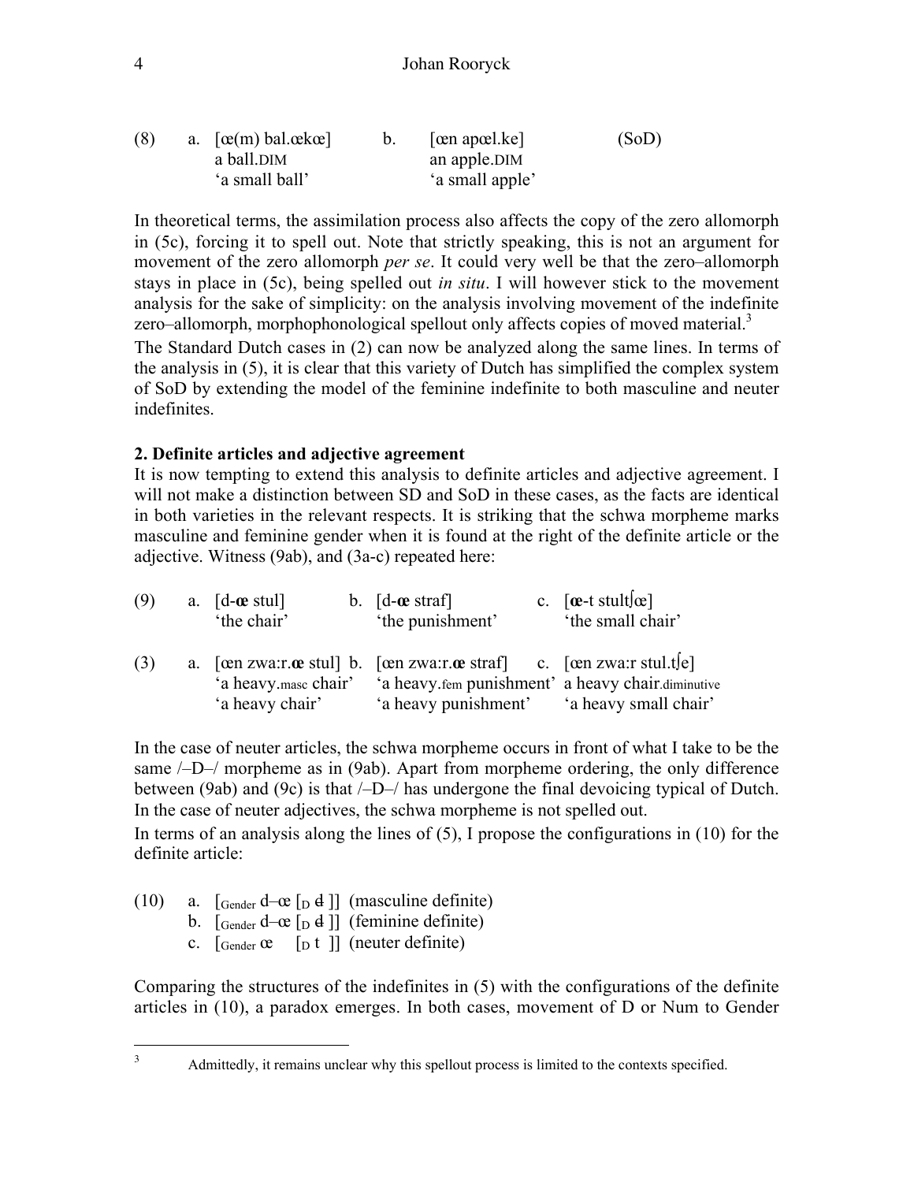(8) a. [œ(m) bal.œkœ]  
a ball.DIM  
'a small ball'

b. [œn apœl.ke]  (SoD)  
an apple.DIM  
'a small apple'

In theoretical terms, the assimilation process also affects the copy of the zero allomorph in (5c), forcing it to spell out. Note that strictly speaking, this is not an argument for movement of the zero allomorph *per se*. It could very well be that the zero–allomorph stays in place in (5c), being spelled out *in situ*. I will however stick to the movement analysis for the sake of simplicity: on the analysis involving movement of the indefinite zero–allomorph, morphophonological spellout only affects copies of moved material.[3]

The Standard Dutch cases in (2) can now be analyzed along the same lines. In terms of the analysis in (5), it is clear that this variety of Dutch has simplified the complex system of SoD by extending the model of the feminine indefinite to both masculine and neuter indefinites.

**2. Definite articles and adjective agreement**

It is now tempting to extend this analysis to definite articles and adjective agreement. I will not make a distinction between SD and SoD in these cases, as the facts are identical in both varieties in the relevant respects. It is striking that the schwa morpheme marks masculine and feminine gender when it is found at the right of the definite article or the adjective. Witness (9ab), and (3a-c) repeated here:

(9) a. [d-**œ** stul]  
'the chair'

b. [d-**œ** straf]  
'the punishment'

c. [**œ**-t stultʃœ]  
'the small chair'

(3) a. [œn zwa:r.**œ** stul]  
'a heavy.masc chair'  
'a heavy chair'

b. [œn zwa:r.**œ** straf]  
'a heavy.fem punishment'  
'a heavy punishment'

c. [œn zwa:r stul.tʃe]  
a heavy chair.diminutive  
'a heavy small chair'

In the case of neuter articles, the schwa morpheme occurs in front of what I take to be the same /–D–/ morpheme as in (9ab). Apart from morpheme ordering, the only difference between (9ab) and (9c) is that /–D–/ has undergone the final devoicing typical of Dutch. In the case of neuter adjectives, the schwa morpheme is not spelled out.

In terms of an analysis along the lines of (5), I propose the configurations in (10) for the definite article:

(10) a. $[_{\text{Gender}}$ d–œ $[_{\text{D}}$ đ ]] (masculine definite)  
b. $[_{\text{Gender}}$ d–œ $[_{\text{D}}$ đ ]] (feminine definite)  
c. $[_{\text{Gender}}$ œ $[_{\text{D}}$ t ]] (neuter definite)

Comparing the structures of the indefinites in (5) with the configurations of the definite articles in (10), a paradox emerges. In both cases, movement of D or Num to Gender

---

[3] Admittedly, it remains unclear why this spellout process is limited to the contexts specified.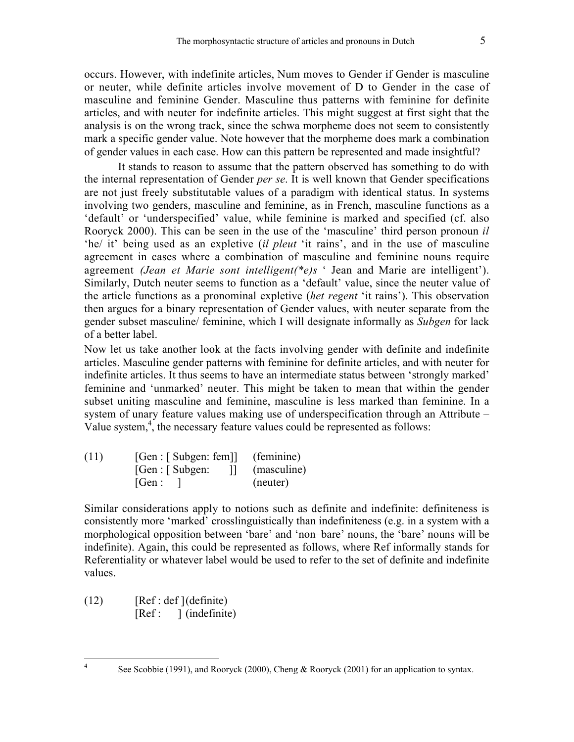occurs. However, with indefinite articles, Num moves to Gender if Gender is masculine or neuter, while definite articles involve movement of D to Gender in the case of masculine and feminine Gender. Masculine thus patterns with feminine for definite articles, and with neuter for indefinite articles. This might suggest at first sight that the analysis is on the wrong track, since the schwa morpheme does not seem to consistently mark a specific gender value. Note however that the morpheme does mark a combination of gender values in each case. How can this pattern be represented and made insightful?

It stands to reason to assume that the pattern observed has something to do with the internal representation of Gender *per se*. It is well known that Gender specifications are not just freely substitutable values of a paradigm with identical status. In systems involving two genders, masculine and feminine, as in French, masculine functions as a 'default' or 'underspecified' value, while feminine is marked and specified (cf. also Rooryck 2000). This can be seen in the use of the 'masculine' third person pronoun *il* 'he/ it' being used as an expletive (*il pleut* 'it rains', and in the use of masculine agreement in cases where a combination of masculine and feminine nouns require agreement *(Jean et Marie sont intelligent(*e)s* ' Jean and Marie are intelligent'). Similarly, Dutch neuter seems to function as a 'default' value, since the neuter value of the article functions as a pronominal expletive (*het regent* 'it rains'). This observation then argues for a binary representation of Gender values, with neuter separate from the gender subset masculine/ feminine, which I will designate informally as *Subgen* for lack of a better label.

Now let us take another look at the facts involving gender with definite and indefinite articles. Masculine gender patterns with feminine for definite articles, and with neuter for indefinite articles. It thus seems to have an intermediate status between 'strongly marked' feminine and 'unmarked' neuter. This might be taken to mean that within the gender subset uniting masculine and feminine, masculine is less marked than feminine. In a system of unary feature values making use of underspecification through an Attribute – Value system,[4], the necessary feature values could be represented as follows:

(11) [Gen : [ Subgen: fem]] (feminine)
[Gen : [ Subgen: ]] (masculine)
[Gen : ] (neuter)

Similar considerations apply to notions such as definite and indefinite: definiteness is consistently more 'marked' crosslinguistically than indefiniteness (e.g. in a system with a morphological opposition between 'bare' and 'non–bare' nouns, the 'bare' nouns will be indefinite). Again, this could be represented as follows, where Ref informally stands for Referentiality or whatever label would be used to refer to the set of definite and indefinite values.

(12) [Ref : def ](definite)
[Ref : ] (indefinite)

[4] See Scobbie (1991), and Rooryck (2000), Cheng & Rooryck (2001) for an application to syntax.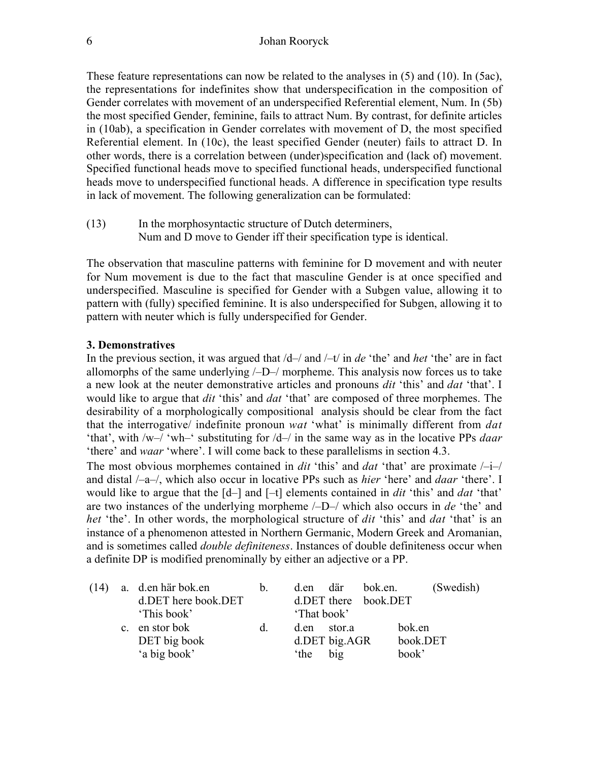These feature representations can now be related to the analyses in (5) and (10). In (5ac), the representations for indefinites show that underspecification in the composition of Gender correlates with movement of an underspecified Referential element, Num. In (5b) the most specified Gender, feminine, fails to attract Num. By contrast, for definite articles in (10ab), a specification in Gender correlates with movement of D, the most specified Referential element. In (10c), the least specified Gender (neuter) fails to attract D. In other words, there is a correlation between (under)specification and (lack of) movement. Specified functional heads move to specified functional heads, underspecified functional heads move to underspecified functional heads. A difference in specification type results in lack of movement. The following generalization can be formulated:

(13) In the morphosyntactic structure of Dutch determiners,
Num and D move to Gender iff their specification type is identical.

The observation that masculine patterns with feminine for D movement and with neuter for Num movement is due to the fact that masculine Gender is at once specified and underspecified. Masculine is specified for Gender with a Subgen value, allowing it to pattern with (fully) specified feminine. It is also underspecified for Subgen, allowing it to pattern with neuter which is fully underspecified for Gender.

**3. Demonstratives**

In the previous section, it was argued that /d–/ and /–t/ in *de* 'the' and *het* 'the' are in fact allomorphs of the same underlying /–D–/ morpheme. This analysis now forces us to take a new look at the neuter demonstrative articles and pronouns *dit* 'this' and *dat* 'that'. I would like to argue that *dit* 'this' and *dat* 'that' are composed of three morphemes. The desirability of a morphologically compositional analysis should be clear from the fact that the interrogative/ indefinite pronoun *wat* 'what' is minimally different from *dat* 'that', with /w–/ 'wh–' substituting for /d–/ in the same way as in the locative PPs *daar* 'there' and *waar* 'where'. I will come back to these parallelisms in section 4.3.

The most obvious morphemes contained in *dit* 'this' and *dat* 'that' are proximate /–i–/ and distal /–a–/, which also occur in locative PPs such as *hier* 'here' and *daar* 'there'. I would like to argue that the [d–] and [–t] elements contained in *dit* 'this' and *dat* 'that' are two instances of the underlying morpheme /–D–/ which also occurs in *de* 'the' and *het* 'the'. In other words, the morphological structure of *dit* 'this' and *dat* 'that' is an instance of a phenomenon attested in Northern Germanic, Modern Greek and Aromanian, and is sometimes called *double definiteness*. Instances of double definiteness occur when a definite DP is modified prenominally by either an adjective or a PP.

(14) a. d.en här bok.en
d.DET here book.DET
'This book'

b. d.en där bok.en. (Swedish)
d.DET there book.DET
'That book'

c. en stor bok
DET big book
'a big book'

d. d.en stor.a bok.en
d.DET big.AGR book.DET
'the big book'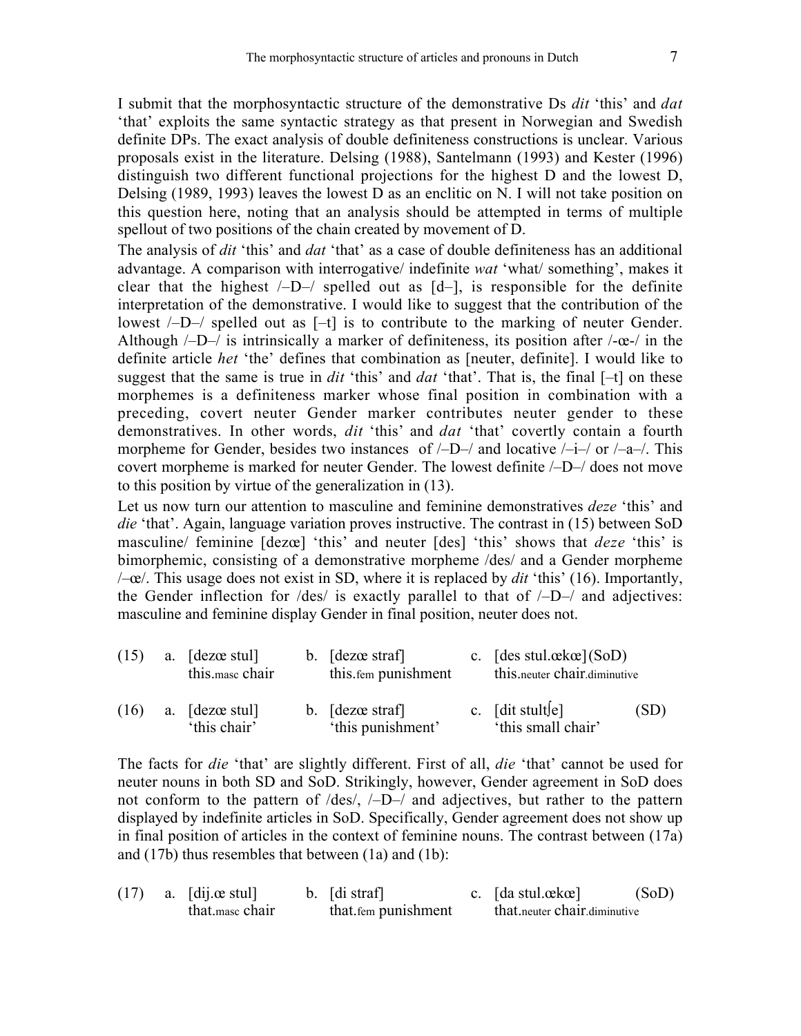I submit that the morphosyntactic structure of the demonstrative Ds *dit* 'this' and *dat* 'that' exploits the same syntactic strategy as that present in Norwegian and Swedish definite DPs. The exact analysis of double definiteness constructions is unclear. Various proposals exist in the literature. Delsing (1988), Santelmann (1993) and Kester (1996) distinguish two different functional projections for the highest D and the lowest D, Delsing (1989, 1993) leaves the lowest D as an enclitic on N. I will not take position on this question here, noting that an analysis should be attempted in terms of multiple spellout of two positions of the chain created by movement of D.

The analysis of *dit* 'this' and *dat* 'that' as a case of double definiteness has an additional advantage. A comparison with interrogative/ indefinite *wat* 'what/ something', makes it clear that the highest /–D–/ spelled out as [d–], is responsible for the definite interpretation of the demonstrative. I would like to suggest that the contribution of the lowest /–D–/ spelled out as [–t] is to contribute to the marking of neuter Gender. Although /–D–/ is intrinsically a marker of definiteness, its position after /-œ-/ in the definite article *het* 'the' defines that combination as [neuter, definite]. I would like to suggest that the same is true in *dit* 'this' and *dat* 'that'. That is, the final [–t] on these morphemes is a definiteness marker whose final position in combination with a preceding, covert neuter Gender marker contributes neuter gender to these demonstratives. In other words, *dit* 'this' and *dat* 'that' covertly contain a fourth morpheme for Gender, besides two instances of /–D–/ and locative /–i–/ or /–a–/. This covert morpheme is marked for neuter Gender. The lowest definite /–D–/ does not move to this position by virtue of the generalization in (13).

Let us now turn our attention to masculine and feminine demonstratives *deze* 'this' and *die* 'that'. Again, language variation proves instructive. The contrast in (15) between SoD masculine/ feminine [dezœ] 'this' and neuter [des] 'this' shows that *deze* 'this' is bimorphemic, consisting of a demonstrative morpheme /des/ and a Gender morpheme /–œ/. This usage does not exist in SD, where it is replaced by *dit* 'this' (16). Importantly, the Gender inflection for /des/ is exactly parallel to that of /–D–/ and adjectives: masculine and feminine display Gender in final position, neuter does not.

(15) a. [dezœ stul]
this.masc chair
b. [dezœ straf]
this.fem punishment
c. [des stul.œkœ] (SoD)
this.neuter chair.diminutive

(16) a. [dezœ stul]
'this chair'
b. [dezœ straf]
'this punishment'
c. [dit stultʃe] (SD)
'this small chair'

The facts for *die* 'that' are slightly different. First of all, *die* 'that' cannot be used for neuter nouns in both SD and SoD. Strikingly, however, Gender agreement in SoD does not conform to the pattern of /des/, /–D–/ and adjectives, but rather to the pattern displayed by indefinite articles in SoD. Specifically, Gender agreement does not show up in final position of articles in the context of feminine nouns. The contrast between (17a) and (17b) thus resembles that between (1a) and (1b):

(17) a. [dij.œ stul]
that.masc chair
b. [di straf]
that.fem punishment
c. [da stul.œkœ] (SoD)
that.neuter chair.diminutive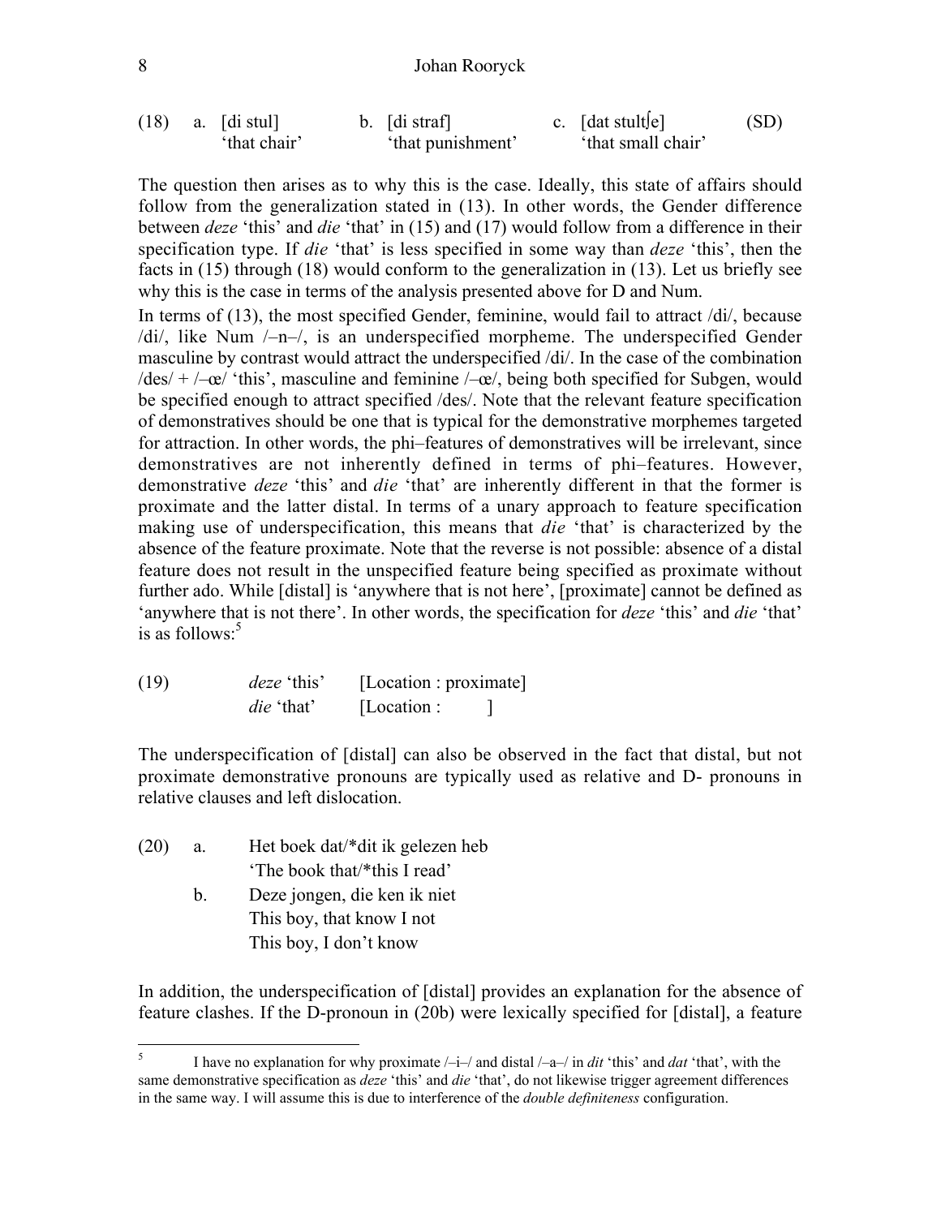(18) a. [di stul] 'that chair' b. [di straf] 'that punishment' c. [dat stultʃe] 'that small chair' (SD)

The question then arises as to why this is the case. Ideally, this state of affairs should follow from the generalization stated in (13). In other words, the Gender difference between *deze* 'this' and *die* 'that' in (15) and (17) would follow from a difference in their specification type. If *die* 'that' is less specified in some way than *deze* 'this', then the facts in (15) through (18) would conform to the generalization in (13). Let us briefly see why this is the case in terms of the analysis presented above for D and Num.

In terms of (13), the most specified Gender, feminine, would fail to attract /di/, because /di/, like Num /–n–/, is an underspecified morpheme. The underspecified Gender masculine by contrast would attract the underspecified /di/. In the case of the combination /des/ + /–œ/ 'this', masculine and feminine /–œ/, being both specified for Subgen, would be specified enough to attract specified /des/. Note that the relevant feature specification of demonstratives should be one that is typical for the demonstrative morphemes targeted for attraction. In other words, the phi–features of demonstratives will be irrelevant, since demonstratives are not inherently defined in terms of phi–features. However, demonstrative *deze* 'this' and *die* 'that' are inherently different in that the former is proximate and the latter distal. In terms of a unary approach to feature specification making use of underspecification, this means that *die* 'that' is characterized by the absence of the feature proximate. Note that the reverse is not possible: absence of a distal feature does not result in the unspecified feature being specified as proximate without further ado. While [distal] is 'anywhere that is not here', [proximate] cannot be defined as 'anywhere that is not there'. In other words, the specification for *deze* 'this' and *die* 'that' is as follows:[5]

(19) *deze* 'this' [Location : proximate]
*die* 'that' [Location : ]

The underspecification of [distal] can also be observed in the fact that distal, but not proximate demonstrative pronouns are typically used as relative and D- pronouns in relative clauses and left dislocation.

(20) a. Het boek dat/*dit ik gelezen heb
'The book that/*this I read'

b. Deze jongen, die ken ik niet
This boy, that know I not
This boy, I don't know

In addition, the underspecification of [distal] provides an explanation for the absence of feature clashes. If the D-pronoun in (20b) were lexically specified for [distal], a feature

---

[5] I have no explanation for why proximate /–i–/ and distal /–a–/ in *dit* 'this' and *dat* 'that', with the same demonstrative specification as *deze* 'this' and *die* 'that', do not likewise trigger agreement differences in the same way. I will assume this is due to interference of the *double definiteness* configuration.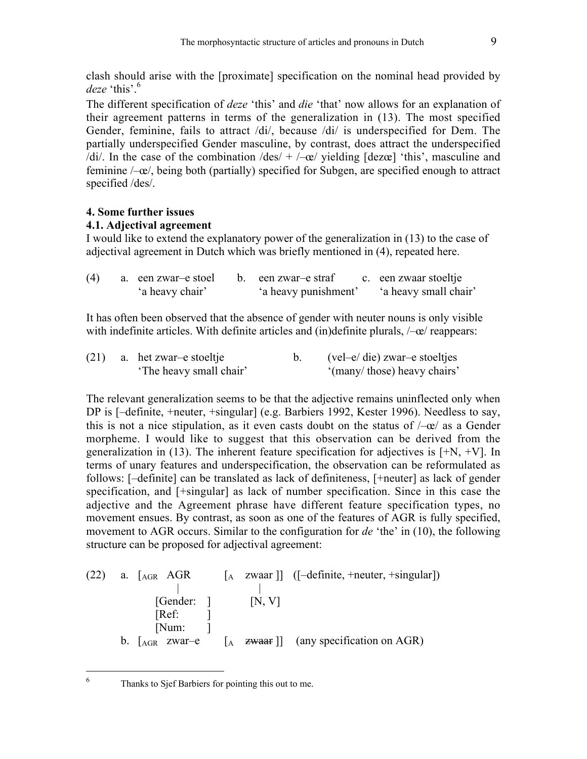clash should arise with the [proximate] specification on the nominal head provided by *deze* 'this'.[6]

The different specification of *deze* 'this' and *die* 'that' now allows for an explanation of their agreement patterns in terms of the generalization in (13). The most specified Gender, feminine, fails to attract /di/, because /di/ is underspecified for Dem. The partially underspecified Gender masculine, by contrast, does attract the underspecified /di/. In the case of the combination /des/ + /–œ/ yielding [dezœ] 'this', masculine and feminine /–œ/, being both (partially) specified for Subgen, are specified enough to attract specified /des/.

## 4. Some further issues

### 4.1. Adjectival agreement

I would like to extend the explanatory power of the generalization in (13) to the case of adjectival agreement in Dutch which was briefly mentioned in (4), repeated here.

(4) a. een zwar–e stoel 'a heavy chair'  b. een zwar–e straf 'a heavy punishment'  c. een zwaar stoeltje 'a heavy small chair'

It has often been observed that the absence of gender with neuter nouns is only visible with indefinite articles. With definite articles and (in)definite plurals, /–œ/ reappears:

(21) a. het zwar–e stoeltje 'The heavy small chair'  b. (vel–e/ die) zwar–e stoeltjes '(many/ those) heavy chairs'

The relevant generalization seems to be that the adjective remains uninflected only when DP is [–definite, +neuter, +singular] (e.g. Barbiers 1992, Kester 1996). Needless to say, this is not a nice stipulation, as it even casts doubt on the status of /–œ/ as a Gender morpheme. I would like to suggest that this observation can be derived from the generalization in (13). The inherent feature specification for adjectives is [+N, +V]. In terms of unary features and underspecification, the observation can be reformulated as follows: [–definite] can be translated as lack of definiteness, [+neuter] as lack of gender specification, and [+singular] as lack of number specification. Since in this case the adjective and the Agreement phrase have different feature specification types, no movement ensues. By contrast, as soon as one of the features of AGR is fully specified, movement to AGR occurs. Similar to the configuration for *de* 'the' in (10), the following structure can be proposed for adjectival agreement:

```
(22) a. [AGR AGR        [A  zwaar ]]  ([–definite, +neuter, +singular])
              |              |
          [Gender:  ]      [N, V]
          [Ref:     ]
          [Num:     ]
     b. [AGR zwar–e     [A  ~~zwaar~~ ]]  (any specification on AGR)
```

[6] Thanks to Sjef Barbiers for pointing this out to me.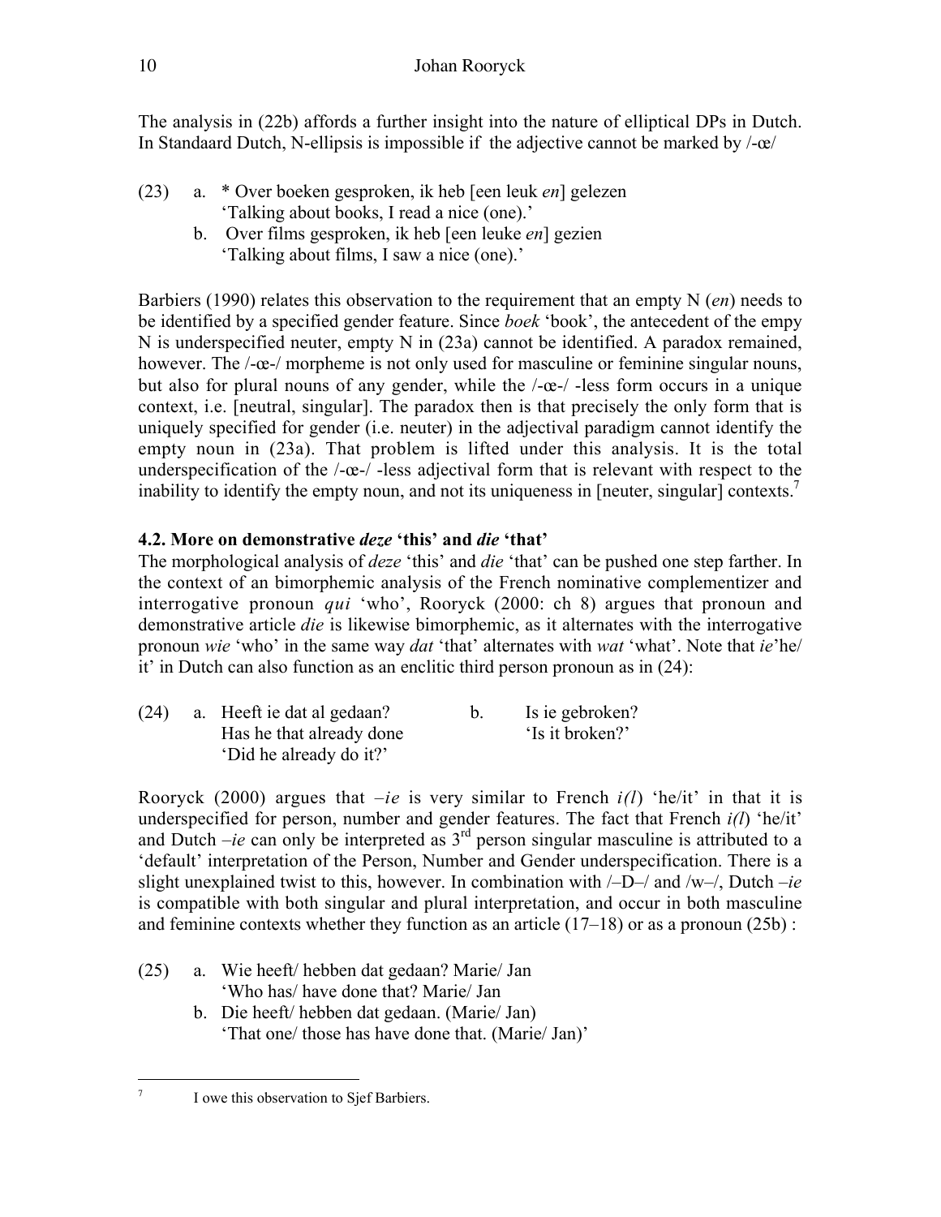The analysis in (22b) affords a further insight into the nature of elliptical DPs in Dutch. In Standaard Dutch, N-ellipsis is impossible if the adjective cannot be marked by /-œ/

(23) a. * Over boeken gesproken, ik heb [een leuk *en*] gelezen
 'Talking about books, I read a nice (one).'
 b. Over films gesproken, ik heb [een leuke *en*] gezien
 'Talking about films, I saw a nice (one).'

Barbiers (1990) relates this observation to the requirement that an empty N (*en*) needs to be identified by a specified gender feature. Since *boek* 'book', the antecedent of the empy N is underspecified neuter, empty N in (23a) cannot be identified. A paradox remained, however. The /-œ-/ morpheme is not only used for masculine or feminine singular nouns, but also for plural nouns of any gender, while the /-œ-/ -less form occurs in a unique context, i.e. [neutral, singular]. The paradox then is that precisely the only form that is uniquely specified for gender (i.e. neuter) in the adjectival paradigm cannot identify the empty noun in (23a). That problem is lifted under this analysis. It is the total underspecification of the /-œ-/ -less adjectival form that is relevant with respect to the inability to identify the empty noun, and not its uniqueness in [neuter, singular] contexts.[7]

### 4.2. More on demonstrative *deze* 'this' and *die* 'that'

The morphological analysis of *deze* 'this' and *die* 'that' can be pushed one step farther. In the context of an bimorphemic analysis of the French nominative complementizer and interrogative pronoun *qui* 'who', Rooryck (2000: ch 8) argues that pronoun and demonstrative article *die* is likewise bimorphemic, as it alternates with the interrogative pronoun *wie* 'who' in the same way *dat* 'that' alternates with *wat* 'what'. Note that *ie*'he/ it' in Dutch can also function as an enclitic third person pronoun as in (24):

(24) a. Heeft ie dat al gedaan?
 Has he that already done
 'Did he already do it?'
 b. Is ie gebroken?
 'Is it broken?'

Rooryck (2000) argues that *–ie* is very similar to French *i(l)* 'he/it' in that it is underspecified for person, number and gender features. The fact that French *i(l)* 'he/it' and Dutch *–ie* can only be interpreted as 3rd person singular masculine is attributed to a 'default' interpretation of the Person, Number and Gender underspecification. There is a slight unexplained twist to this, however. In combination with /–D–/ and /w–/, Dutch *–ie* is compatible with both singular and plural interpretation, and occur in both masculine and feminine contexts whether they function as an article (17–18) or as a pronoun (25b) :

(25) a. Wie heeft/ hebben dat gedaan? Marie/ Jan
 'Who has/ have done that? Marie/ Jan
 b. Die heeft/ hebben dat gedaan. (Marie/ Jan)
 'That one/ those has have done that. (Marie/ Jan)'

---

[7] I owe this observation to Sjef Barbiers.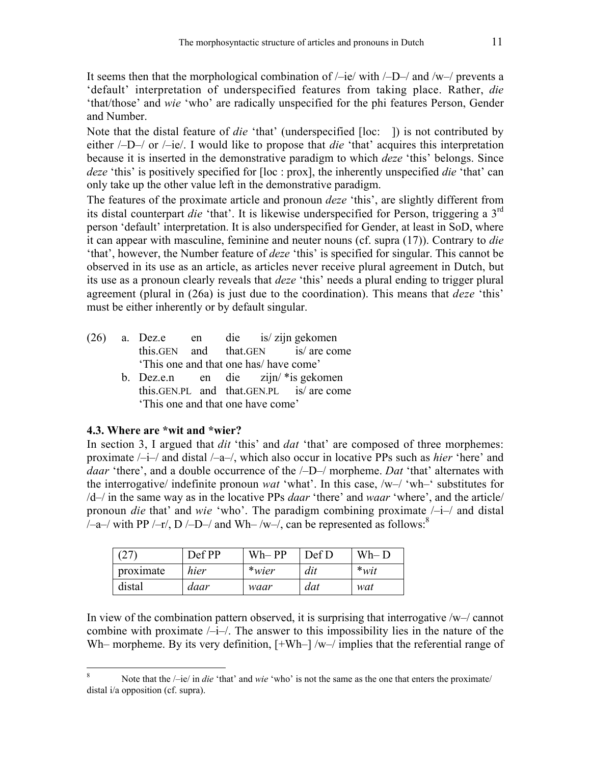It seems then that the morphological combination of /–ie/ with /–D–/ and /w–/ prevents a 'default' interpretation of underspecified features from taking place. Rather, *die* 'that/those' and *wie* 'who' are radically unspecified for the phi features Person, Gender and Number.

Note that the distal feature of *die* 'that' (underspecified [loc:   ]) is not contributed by either /–D–/ or /–ie/. I would like to propose that *die* 'that' acquires this interpretation because it is inserted in the demonstrative paradigm to which *deze* 'this' belongs. Since *deze* 'this' is positively specified for [loc : prox], the inherently unspecified *die* 'that' can only take up the other value left in the demonstrative paradigm.

The features of the proximate article and pronoun *deze* 'this', are slightly different from its distal counterpart *die* 'that'. It is likewise underspecified for Person, triggering a 3rd person 'default' interpretation. It is also underspecified for Gender, at least in SoD, where it can appear with masculine, feminine and neuter nouns (cf. supra (17)). Contrary to *die* 'that', however, the Number feature of *deze* 'this' is specified for singular. This cannot be observed in its use as an article, as articles never receive plural agreement in Dutch, but its use as a pronoun clearly reveals that *deze* 'this' needs a plural ending to trigger plural agreement (plural in (26a) is just due to the coordination). This means that *deze* 'this' must be either inherently or by default singular.

(26) a. Dez.e en die is/ zijn gekomen
this.GEN and that.GEN is/ are come
'This one and that one has/ have come'

b. Dez.e.n en die zijn/ *is gekomen
this.GEN.PL and that.GEN.PL is/ are come
'This one and that one have come'

### 4.3. Where are *wit and *wier?

In section 3, I argued that *dit* 'this' and *dat* 'that' are composed of three morphemes: proximate /–i–/ and distal /–a–/, which also occur in locative PPs such as *hier* 'here' and *daar* 'there', and a double occurrence of the /–D–/ morpheme. *Dat* 'that' alternates with the interrogative/ indefinite pronoun *wat* 'what'. In this case, /w–/ 'wh–' substitutes for /d–/ in the same way as in the locative PPs *daar* 'there' and *waar* 'where', and the article/ pronoun *die* that' and *wie* 'who'. The paradigm combining proximate /–i–/ and distal /–a–/ with PP /–r/, D /–D–/ and Wh– /w–/, can be represented as follows:[8]

| (27) | Def PP | Wh– PP | Def D | Wh– D |
|---|---|---|---|---|
| proximate | *hier* | **wier* | *dit* | **wit* |
| distal | *daar* | *waar* | *dat* | *wat* |

In view of the combination pattern observed, it is surprising that interrogative /w–/ cannot combine with proximate /–i–/. The answer to this impossibility lies in the nature of the Wh– morpheme. By its very definition, [+Wh–] /w–/ implies that the referential range of

[8] Note that the /–ie/ in *die* 'that' and *wie* 'who' is not the same as the one that enters the proximate/ distal i/a opposition (cf. supra).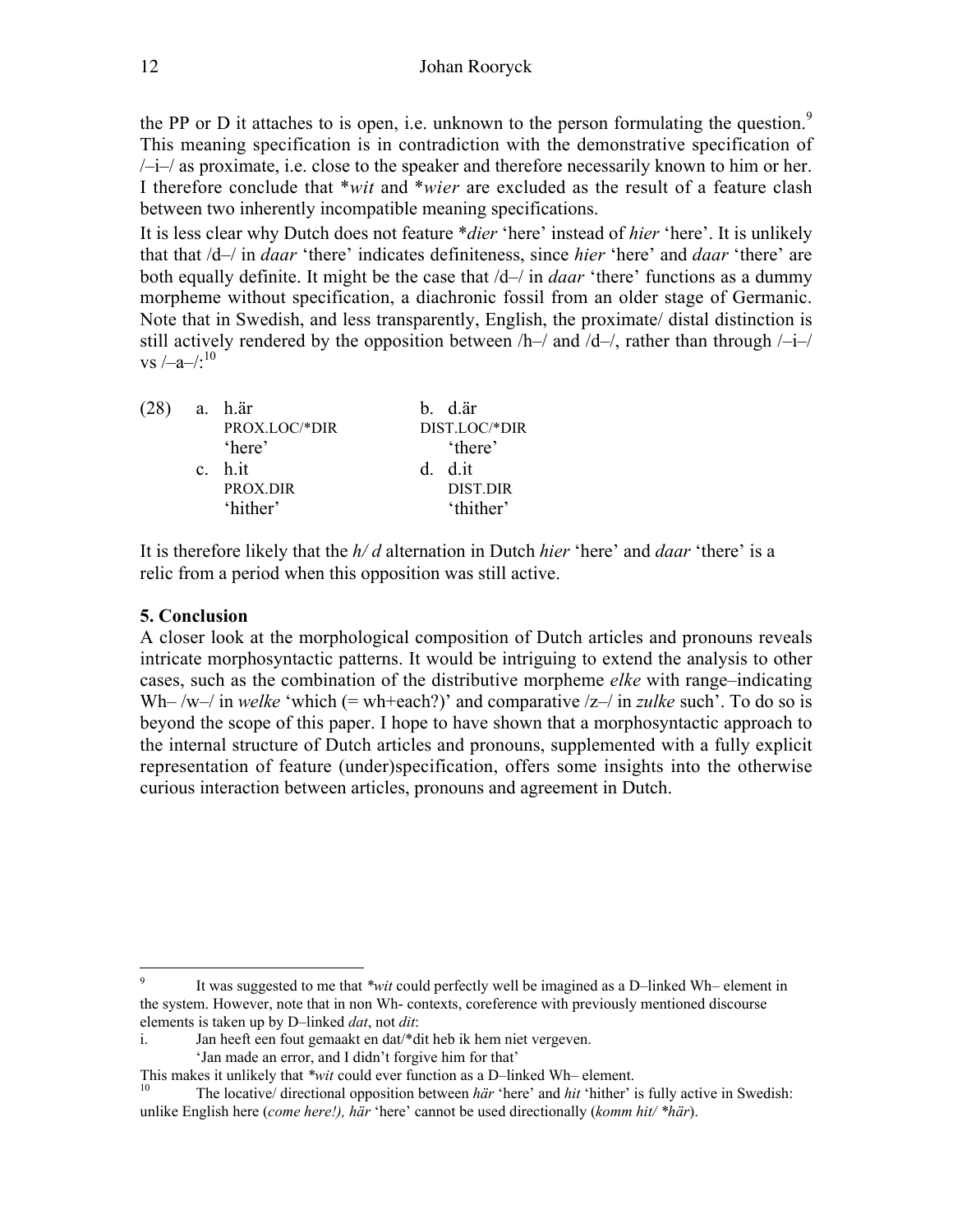the PP or D it attaches to is open, i.e. unknown to the person formulating the question.[9] This meaning specification is in contradiction with the demonstrative specification of /–i–/ as proximate, i.e. close to the speaker and therefore necessarily known to him or her. I therefore conclude that **wit* and **wier* are excluded as the result of a feature clash between two inherently incompatible meaning specifications.

It is less clear why Dutch does not feature **dier* 'here' instead of *hier* 'here'. It is unlikely that that /d–/ in *daar* 'there' indicates definiteness, since *hier* 'here' and *daar* 'there' are both equally definite. It might be the case that /d–/ in *daar* 'there' functions as a dummy morpheme without specification, a diachronic fossil from an older stage of Germanic. Note that in Swedish, and less transparently, English, the proximate/ distal distinction is still actively rendered by the opposition between /h–/ and /d–/, rather than through /–i–/ vs /–a–/:[10]

(28)
a. h.är
   PROX.LOC/*DIR
   'here'
b. d.är
   DIST.LOC/*DIR
   'there'
c. h.it
   PROX.DIR
   'hither'
d. d.it
   DIST.DIR
   'thither'

It is therefore likely that the *h/ d* alternation in Dutch *hier* 'here' and *daar* 'there' is a relic from a period when this opposition was still active.

**5. Conclusion**

A closer look at the morphological composition of Dutch articles and pronouns reveals intricate morphosyntactic patterns. It would be intriguing to extend the analysis to other cases, such as the combination of the distributive morpheme *elke* with range–indicating Wh– /w–/ in *welke* 'which (= wh+each?)' and comparative /z–/ in *zulke* such'. To do so is beyond the scope of this paper. I hope to have shown that a morphosyntactic approach to the internal structure of Dutch articles and pronouns, supplemented with a fully explicit representation of feature (under)specification, offers some insights into the otherwise curious interaction between articles, pronouns and agreement in Dutch.

---

[9] It was suggested to me that **wit* could perfectly well be imagined as a D–linked Wh– element in the system. However, note that in non Wh- contexts, coreference with previously mentioned discourse elements is taken up by D–linked *dat*, not *dit*:

i. Jan heeft een fout gemaakt en dat/*dit heb ik hem niet vergeven.
   'Jan made an error, and I didn't forgive him for that'

This makes it unlikely that **wit* could ever function as a D–linked Wh– element.

[10] The locative/ directional opposition between *här* 'here' and *hit* 'hither' is fully active in Swedish: unlike English here (*come here!), här* 'here' cannot be used directionally (*komm hit/ *här*).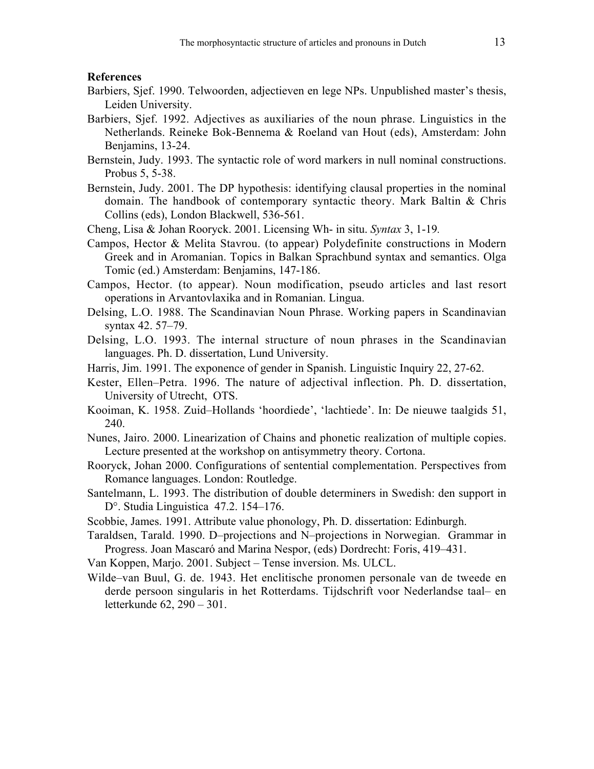**References**

Barbiers, Sjef. 1990. Telwoorden, adjectieven en lege NPs. Unpublished master's thesis, Leiden University.

Barbiers, Sjef. 1992. Adjectives as auxiliaries of the noun phrase. Linguistics in the Netherlands. Reineke Bok-Bennema & Roeland van Hout (eds), Amsterdam: John Benjamins, 13-24.

Bernstein, Judy. 1993. The syntactic role of word markers in null nominal constructions. Probus 5, 5-38.

Bernstein, Judy. 2001. The DP hypothesis: identifying clausal properties in the nominal domain. The handbook of contemporary syntactic theory. Mark Baltin & Chris Collins (eds), London Blackwell, 536-561.

Cheng, Lisa & Johan Rooryck. 2001. Licensing Wh- in situ. *Syntax* 3, 1-19.

Campos, Hector & Melita Stavrou. (to appear) Polydefinite constructions in Modern Greek and in Aromanian. Topics in Balkan Sprachbund syntax and semantics. Olga Tomic (ed.) Amsterdam: Benjamins, 147-186.

Campos, Hector. (to appear). Noun modification, pseudo articles and last resort operations in Arvantovlaxika and in Romanian. Lingua.

Delsing, L.O. 1988. The Scandinavian Noun Phrase. Working papers in Scandinavian syntax 42. 57–79.

Delsing, L.O. 1993. The internal structure of noun phrases in the Scandinavian languages. Ph. D. dissertation, Lund University.

Harris, Jim. 1991. The exponence of gender in Spanish. Linguistic Inquiry 22, 27-62.

Kester, Ellen–Petra. 1996. The nature of adjectival inflection. Ph. D. dissertation, University of Utrecht, OTS.

Kooiman, K. 1958. Zuid–Hollands 'hoordiede', 'lachtiede'. In: De nieuwe taalgids 51, 240.

Nunes, Jairo. 2000. Linearization of Chains and phonetic realization of multiple copies. Lecture presented at the workshop on antisymmetry theory. Cortona.

Rooryck, Johan 2000. Configurations of sentential complementation. Perspectives from Romance languages. London: Routledge.

Santelmann, L. 1993. The distribution of double determiners in Swedish: den support in D°. Studia Linguistica 47.2. 154–176.

Scobbie, James. 1991. Attribute value phonology, Ph. D. dissertation: Edinburgh.

Taraldsen, Tarald. 1990. D–projections and N–projections in Norwegian. Grammar in Progress. Joan Mascaró and Marina Nespor, (eds) Dordrecht: Foris, 419–431.

Van Koppen, Marjo. 2001. Subject – Tense inversion. Ms. ULCL.

Wilde–van Buul, G. de. 1943. Het enclitische pronomen personale van de tweede en derde persoon singularis in het Rotterdams. Tijdschrift voor Nederlandse taal– en letterkunde 62, 290 – 301.